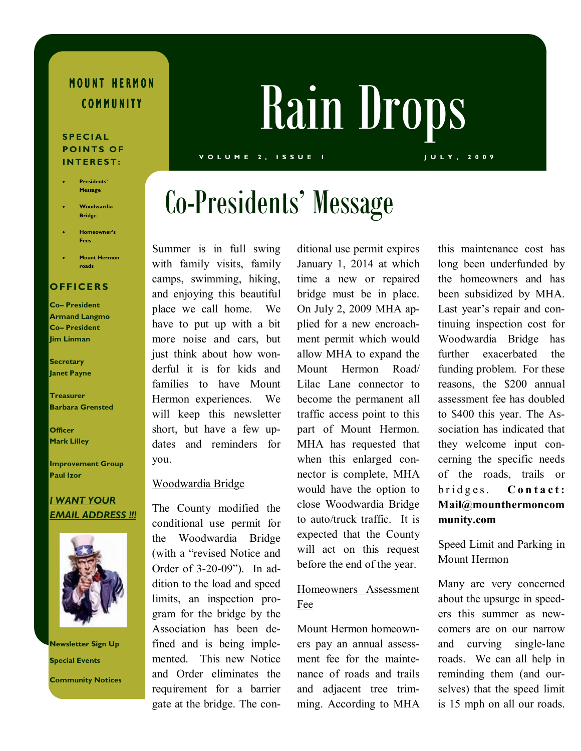# Rain Drops

**VOLUME 2, ISSUE 1** — **JULY, 2009**

**MOUNT HERMON COMMUNITY**

**SPECIAL POINTS OF INTEREST:**

- Presidents' Message
- Woodwardia Bridge
- Homeowner's Fees
- Mount Hermon roads

**OFFICERS**

**Co– President**
**Armand Langmo**
**Co– President**
**Jim Linman**

**Secretary**
**Janet Payne**

**Treasurer**
**Barbara Grensted**

**Officer**
**Mark Lilley**

**Improvement Group**
**Paul Izor**

***I WANT YOUR EMAIL ADDRESS !!!***

**Newsletter Sign Up**

**Special Events**

**Community Notices**

## Co-Presidents' Message

Summer is in full swing with family visits, family camps, swimming, hiking, and enjoying this beautiful place we call home. We have to put up with a bit more noise and cars, but just think about how wonderful it is for kids and families to have Mount Hermon experiences. We will keep this newsletter short, but have a few updates and reminders for you.

### Woodwardia Bridge

The County modified the conditional use permit for the Woodwardia Bridge (with a "revised Notice and Order of 3-20-09"). In addition to the load and speed limits, an inspection program for the bridge by the Association has been defined and is being implemented. This new Notice and Order eliminates the requirement for a barrier gate at the bridge. The conditional use permit expires January 1, 2014 at which time a new or repaired bridge must be in place. On July 2, 2009 MHA applied for a new encroachment permit which would allow MHA to expand the Mount Hermon Road/ Lilac Lane connector to become the permanent all traffic access point to this part of Mount Hermon. MHA has requested that when this enlarged connector is complete, MHA would have the option to close Woodwardia Bridge to auto/truck traffic. It is expected that the County will act on this request before the end of the year.

### Homeowners Assessment Fee

Mount Hermon homeowners pay an annual assessment fee for the maintenance of roads and trails and adjacent tree trimming. According to MHA this maintenance cost has long been underfunded by the homeowners and has been subsidized by MHA. Last year's repair and continuing inspection cost for Woodwardia Bridge has further exacerbated the funding problem. For these reasons, the $200 annual assessment fee has doubled to $400 this year. The Association has indicated that they welcome input concerning the specific needs of the roads, trails or bridges. **Contact: Mail@mounthermoncommunity.com**

### Speed Limit and Parking in Mount Hermon

Many are very concerned about the upsurge in speeders this summer as newcomers are on our narrow and curving single-lane roads. We can all help in reminding them (and ourselves) that the speed limit is 15 mph on all our roads.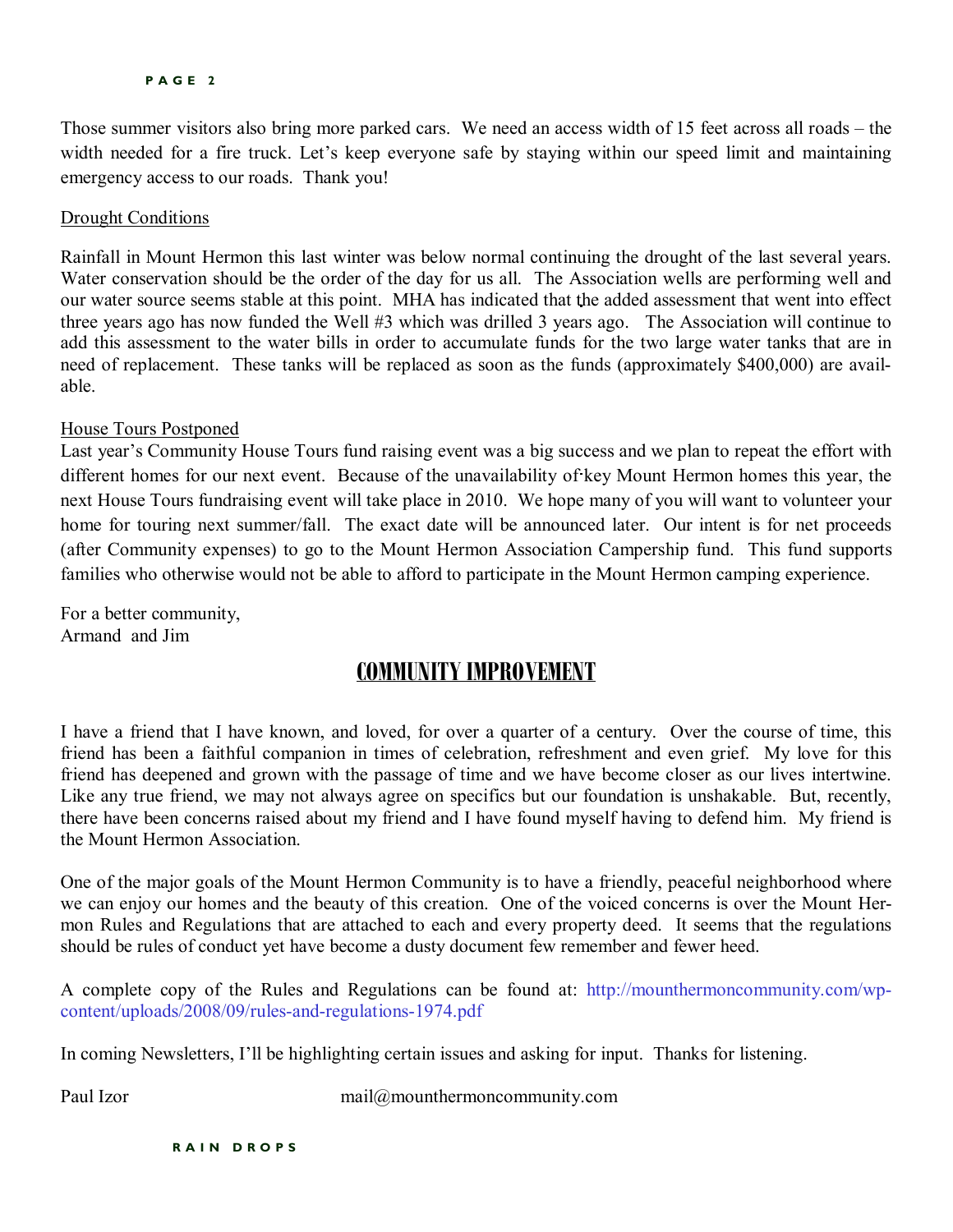Those summer visitors also bring more parked cars. We need an access width of 15 feet across all roads – the width needed for a fire truck. Let's keep everyone safe by staying within our speed limit and maintaining emergency access to our roads. Thank you!

Drought Conditions

Rainfall in Mount Hermon this last winter was below normal continuing the drought of the last several years. Water conservation should be the order of the day for us all. The Association wells are performing well and our water source seems stable at this point. MHA has indicated that the added assessment that went into effect three years ago has now funded the Well #3 which was drilled 3 years ago. The Association will continue to add this assessment to the water bills in order to accumulate funds for the two large water tanks that are in need of replacement. These tanks will be replaced as soon as the funds (approximately $400,000) are available.

House Tours Postponed

Last year's Community House Tours fund raising event was a big success and we plan to repeat the effort with different homes for our next event. Because of the unavailability of key Mount Hermon homes this year, the next House Tours fundraising event will take place in 2010. We hope many of you will want to volunteer your home for touring next summer/fall. The exact date will be announced later. Our intent is for net proceeds (after Community expenses) to go to the Mount Hermon Association Campership fund. This fund supports families who otherwise would not be able to afford to participate in the Mount Hermon camping experience.

For a better community,
Armand and Jim

## COMMUNITY IMPROVEMENT

I have a friend that I have known, and loved, for over a quarter of a century. Over the course of time, this friend has been a faithful companion in times of celebration, refreshment and even grief. My love for this friend has deepened and grown with the passage of time and we have become closer as our lives intertwine. Like any true friend, we may not always agree on specifics but our foundation is unshakable. But, recently, there have been concerns raised about my friend and I have found myself having to defend him. My friend is the Mount Hermon Association.

One of the major goals of the Mount Hermon Community is to have a friendly, peaceful neighborhood where we can enjoy our homes and the beauty of this creation. One of the voiced concerns is over the Mount Hermon Rules and Regulations that are attached to each and every property deed. It seems that the regulations should be rules of conduct yet have become a dusty document few remember and fewer heed.

A complete copy of the Rules and Regulations can be found at: http://mounthermoncommunity.com/wp-content/uploads/2008/09/rules-and-regulations-1974.pdf

In coming Newsletters, I'll be highlighting certain issues and asking for input. Thanks for listening.

Paul Izor mail@mounthermoncommunity.com